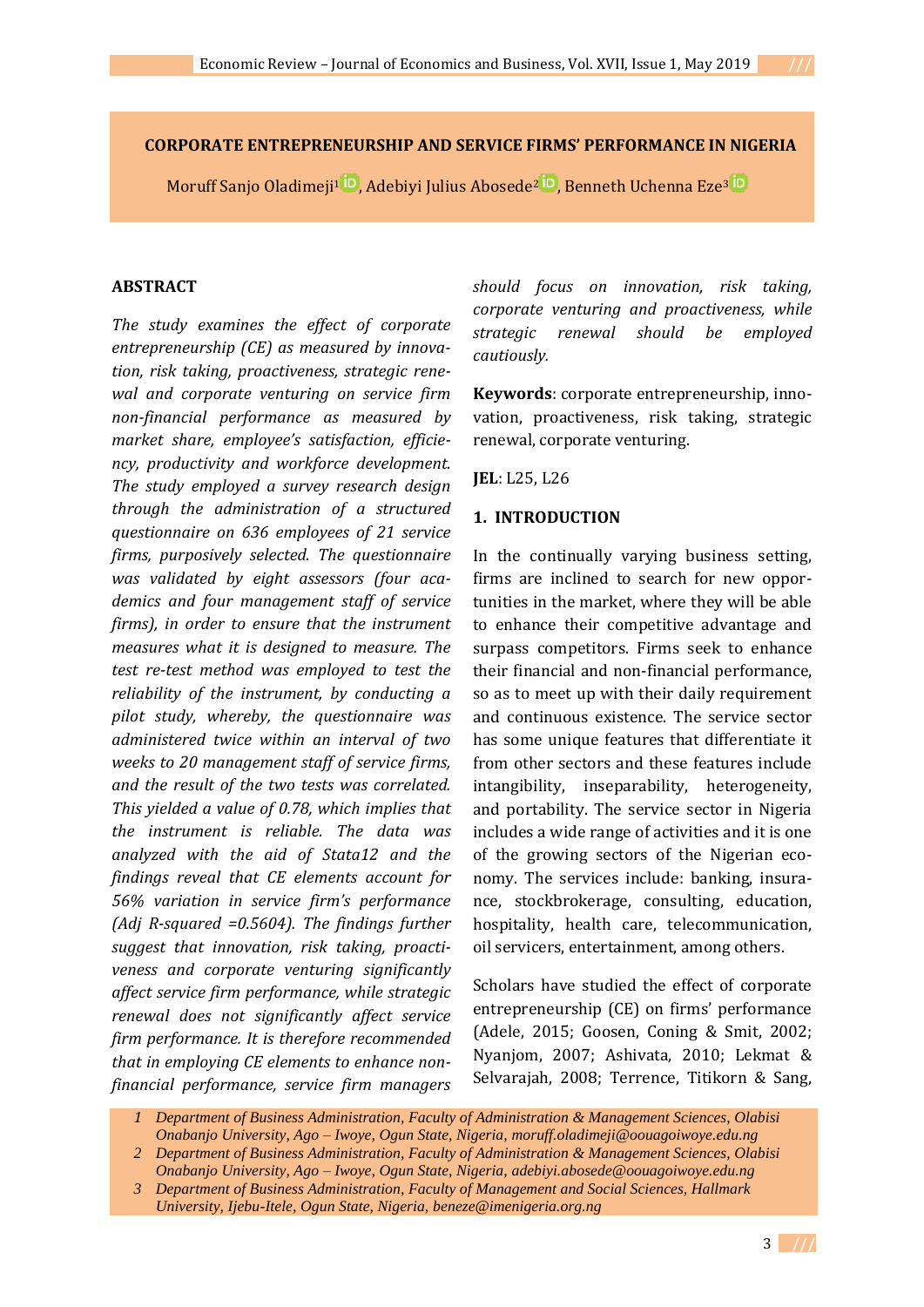# CORPORATE ENTREPRENEURSHIP AND SERVICE FIRMS' PERFORMANCE IN NIGERIA

Moruff Sanjo Oladimeji[1], Adebiyi Julius Abosede[2], Benneth Uchenna Eze[3]

## ABSTRACT

*The study examines the effect of corporate entrepreneurship (CE) as measured by innovation, risk taking, proactiveness, strategic renewal and corporate venturing on service firm non-financial performance as measured by market share, employee's satisfaction, efficiency, productivity and workforce development. The study employed a survey research design through the administration of a structured questionnaire on 636 employees of 21 service firms, purposively selected. The questionnaire was validated by eight assessors (four academics and four management staff of service firms), in order to ensure that the instrument measures what it is designed to measure. The test re-test method was employed to test the reliability of the instrument, by conducting a pilot study, whereby, the questionnaire was administered twice within an interval of two weeks to 20 management staff of service firms, and the result of the two tests was correlated. This yielded a value of 0.78, which implies that the instrument is reliable. The data was analyzed with the aid of Stata12 and the findings reveal that CE elements account for 56% variation in service firm's performance (Adj R-squared =0.5604). The findings further suggest that innovation, risk taking, proactiveness and corporate venturing significantly affect service firm performance, while strategic renewal does not significantly affect service firm performance. It is therefore recommended that in employing CE elements to enhance non-financial performance, service firm managers should focus on innovation, risk taking, corporate venturing and proactiveness, while strategic renewal should be employed cautiously.*

**Keywords**: corporate entrepreneurship, innovation, proactiveness, risk taking, strategic renewal, corporate venturing.

**JEL**: L25, L26

## 1. INTRODUCTION

In the continually varying business setting, firms are inclined to search for new opportunities in the market, where they will be able to enhance their competitive advantage and surpass competitors. Firms seek to enhance their financial and non-financial performance, so as to meet up with their daily requirement and continuous existence. The service sector has some unique features that differentiate it from other sectors and these features include intangibility, inseparability, heterogeneity, and portability. The service sector in Nigeria includes a wide range of activities and it is one of the growing sectors of the Nigerian economy. The services include: banking, insurance, stockbrokerage, consulting, education, hospitality, health care, telecommunication, oil servicers, entertainment, among others.

Scholars have studied the effect of corporate entrepreneurship (CE) on firms' performance (Adele, 2015; Goosen, Coning & Smit, 2002; Nyanjom, 2007; Ashivata, 2010; Lekmat & Selvarajah, 2008; Terrence, Titikorn & Sang,

---

1 Department of Business Administration, Faculty of Administration & Management Sciences, Olabisi Onabanjo University, Ago – Iwoye, Ogun State, Nigeria, moruff.oladimeji@oouagoiwoye.edu.ng

2 Department of Business Administration, Faculty of Administration & Management Sciences, Olabisi Onabanjo University, Ago – Iwoye, Ogun State, Nigeria, adebiyi.abosede@oouagoiwoye.edu.ng

3 Department of Business Administration, Faculty of Management and Social Sciences, Hallmark University, Ijebu-Itele, Ogun State, Nigeria, beneze@imenigeria.org.ng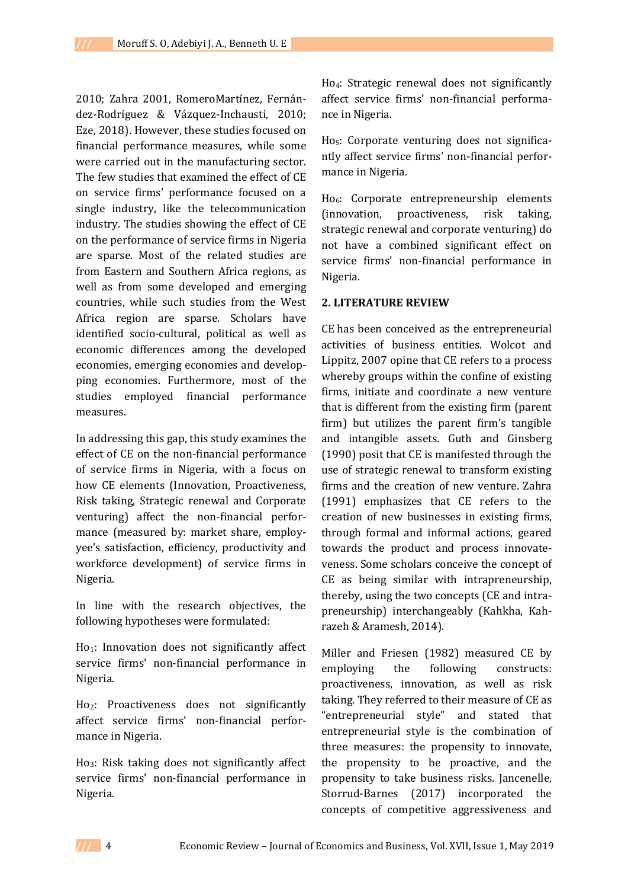2010; Zahra 2001, RomeroMartínez, Fernández-Rodríguez & Vázquez-Inchausti, 2010; Eze, 2018). However, these studies focused on financial performance measures, while some were carried out in the manufacturing sector. The few studies that examined the effect of CE on service firms' performance focused on a single industry, like the telecommunication industry. The studies showing the effect of CE on the performance of service firms in Nigeria are sparse. Most of the related studies are from Eastern and Southern Africa regions, as well as from some developed and emerging countries, while such studies from the West Africa region are sparse. Scholars have identified socio-cultural, political as well as economic differences among the developed economies, emerging economies and developping economies. Furthermore, most of the studies employed financial performance measures.

In addressing this gap, this study examines the effect of CE on the non-financial performance of service firms in Nigeria, with a focus on how CE elements (Innovation, Proactiveness, Risk taking, Strategic renewal and Corporate venturing) affect the non-financial performance (measured by: market share, employyee's satisfaction, efficiency, productivity and workforce development) of service firms in Nigeria.

In line with the research objectives, the following hypotheses were formulated:

$Ho_1$: Innovation does not significantly affect service firms' non-financial performance in Nigeria.

$Ho_2$: Proactiveness does not significantly affect service firms' non-financial performance in Nigeria.

$Ho_3$: Risk taking does not significantly affect service firms' non-financial performance in Nigeria.

$Ho_4$: Strategic renewal does not significantly affect service firms' non-financial performance in Nigeria.

$Ho_5$: Corporate venturing does not significantly affect service firms' non-financial performance in Nigeria.

$Ho_6$: Corporate entrepreneurship elements (innovation, proactiveness, risk taking, strategic renewal and corporate venturing) do not have a combined significant effect on service firms' non-financial performance in Nigeria.

## 2. LITERATURE REVIEW

CE has been conceived as the entrepreneurial activities of business entities. Wolcot and Lippitz, 2007 opine that CE refers to a process whereby groups within the confine of existing firms, initiate and coordinate a new venture that is different from the existing firm (parent firm) but utilizes the parent firm's tangible and intangible assets. Guth and Ginsberg (1990) posit that CE is manifested through the use of strategic renewal to transform existing firms and the creation of new venture. Zahra (1991) emphasizes that CE refers to the creation of new businesses in existing firms, through formal and informal actions, geared towards the product and process innovateveness. Some scholars conceive the concept of CE as being similar with intrapreneurship, thereby, using the two concepts (CE and intrapreneurship) interchangeably (Kahkha, Kahrazeh & Aramesh, 2014).

Miller and Friesen (1982) measured CE by employing the following constructs: proactiveness, innovation, as well as risk taking. They referred to their measure of CE as "entrepreneurial style" and stated that entrepreneurial style is the combination of three measures: the propensity to innovate, the propensity to be proactive, and the propensity to take business risks. Jancenelle, Storrud-Barnes (2017) incorporated the concepts of competitive aggressiveness and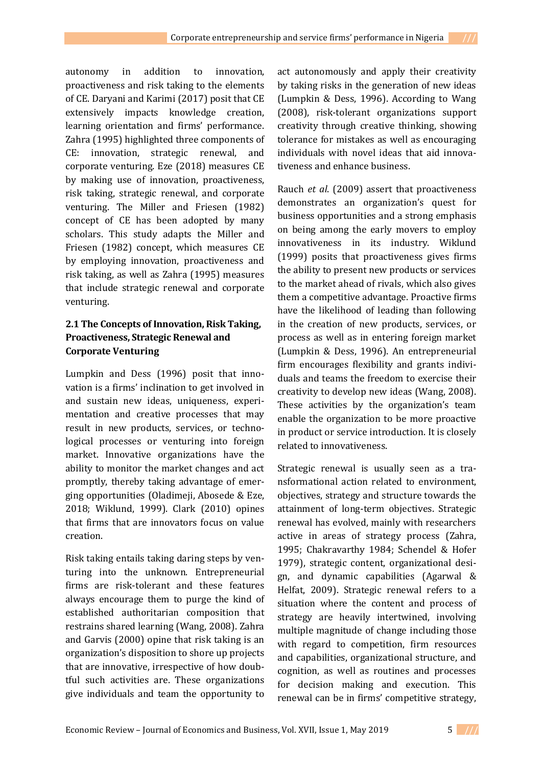autonomy in addition to innovation, proactiveness and risk taking to the elements of CE. Daryani and Karimi (2017) posit that CE extensively impacts knowledge creation, learning orientation and firms' performance. Zahra (1995) highlighted three components of CE: innovation, strategic renewal, and corporate venturing. Eze (2018) measures CE by making use of innovation, proactiveness, risk taking, strategic renewal, and corporate venturing. The Miller and Friesen (1982) concept of CE has been adopted by many scholars. This study adapts the Miller and Friesen (1982) concept, which measures CE by employing innovation, proactiveness and risk taking, as well as Zahra (1995) measures that include strategic renewal and corporate venturing.

## 2.1 The Concepts of Innovation, Risk Taking, Proactiveness, Strategic Renewal and Corporate Venturing

Lumpkin and Dess (1996) posit that innovation is a firms' inclination to get involved in and sustain new ideas, uniqueness, experimentation and creative processes that may result in new products, services, or technological processes or venturing into foreign market. Innovative organizations have the ability to monitor the market changes and act promptly, thereby taking advantage of emerging opportunities (Oladimeji, Abosede & Eze, 2018; Wiklund, 1999). Clark (2010) opines that firms that are innovators focus on value creation.

Risk taking entails taking daring steps by venturing into the unknown. Entrepreneurial firms are risk-tolerant and these features always encourage them to purge the kind of established authoritarian composition that restrains shared learning (Wang, 2008). Zahra and Garvis (2000) opine that risk taking is an organization's disposition to shore up projects that are innovative, irrespective of how doubtful such activities are. These organizations give individuals and team the opportunity to act autonomously and apply their creativity by taking risks in the generation of new ideas (Lumpkin & Dess, 1996). According to Wang (2008), risk-tolerant organizations support creativity through creative thinking, showing tolerance for mistakes as well as encouraging individuals with novel ideas that aid innovativeness and enhance business.

Rauch *et al*. (2009) assert that proactiveness demonstrates an organization's quest for business opportunities and a strong emphasis on being among the early movers to employ innovativeness in its industry. Wiklund (1999) posits that proactiveness gives firms the ability to present new products or services to the market ahead of rivals, which also gives them a competitive advantage. Proactive firms have the likelihood of leading than following in the creation of new products, services, or process as well as in entering foreign market (Lumpkin & Dess, 1996). An entrepreneurial firm encourages flexibility and grants individuals and teams the freedom to exercise their creativity to develop new ideas (Wang, 2008). These activities by the organization's team enable the organization to be more proactive in product or service introduction. It is closely related to innovativeness.

Strategic renewal is usually seen as a transformational action related to environment, objectives, strategy and structure towards the attainment of long-term objectives. Strategic renewal has evolved, mainly with researchers active in areas of strategy process (Zahra, 1995; Chakravarthy 1984; Schendel & Hofer 1979), strategic content, organizational design, and dynamic capabilities (Agarwal & Helfat, 2009). Strategic renewal refers to a situation where the content and process of strategy are heavily intertwined, involving multiple magnitude of change including those with regard to competition, firm resources and capabilities, organizational structure, and cognition, as well as routines and processes for decision making and execution. This renewal can be in firms' competitive strategy,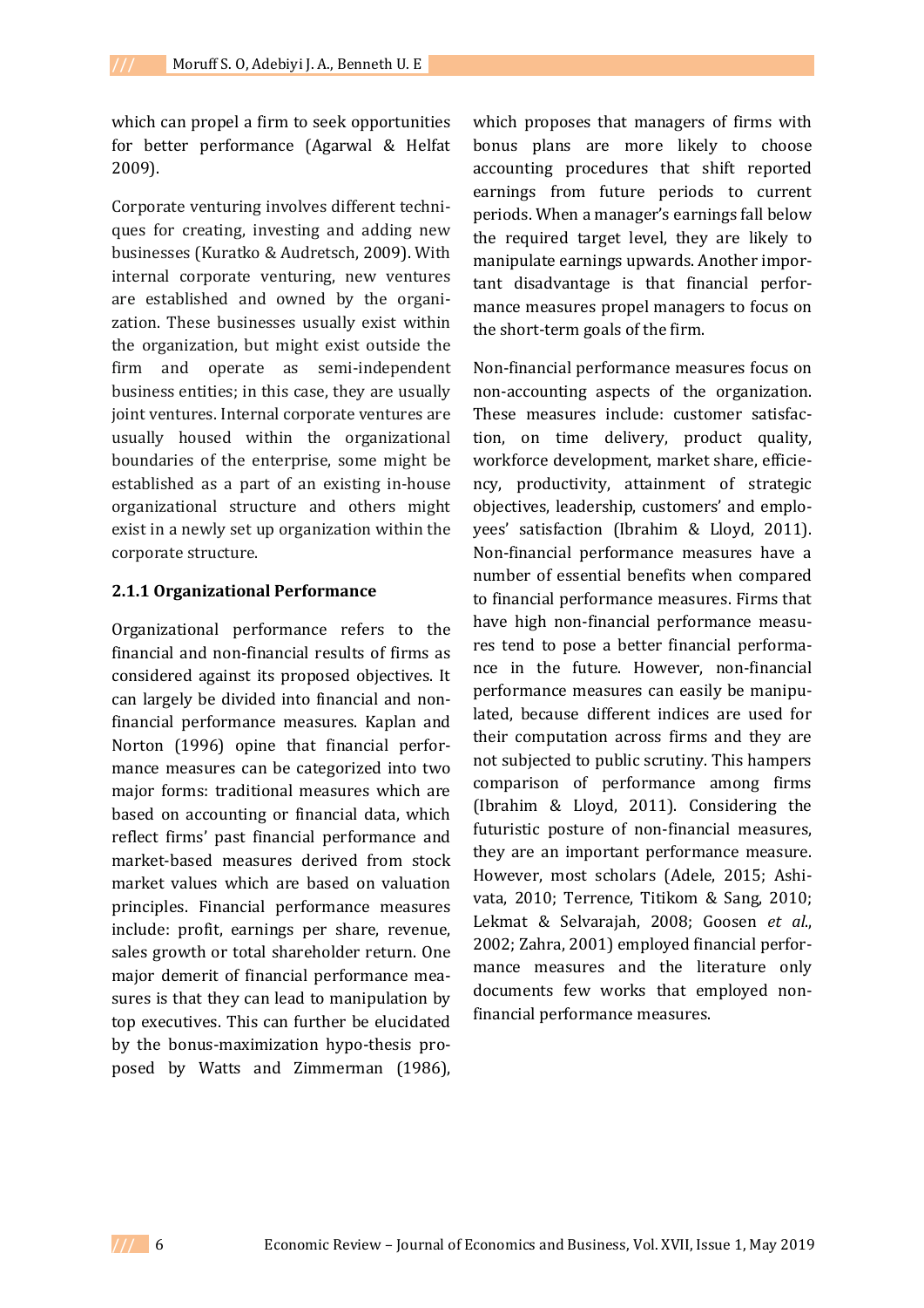which can propel a firm to seek opportunities for better performance (Agarwal & Helfat 2009).

Corporate venturing involves different techniques for creating, investing and adding new businesses (Kuratko & Audretsch, 2009). With internal corporate venturing, new ventures are established and owned by the organization. These businesses usually exist within the organization, but might exist outside the firm and operate as semi-independent business entities; in this case, they are usually joint ventures. Internal corporate ventures are usually housed within the organizational boundaries of the enterprise, some might be established as a part of an existing in-house organizational structure and others might exist in a newly set up organization within the corporate structure.

### 2.1.1 Organizational Performance

Organizational performance refers to the financial and non-financial results of firms as considered against its proposed objectives. It can largely be divided into financial and non-financial performance measures. Kaplan and Norton (1996) opine that financial performance measures can be categorized into two major forms: traditional measures which are based on accounting or financial data, which reflect firms' past financial performance and market-based measures derived from stock market values which are based on valuation principles. Financial performance measures include: profit, earnings per share, revenue, sales growth or total shareholder return. One major demerit of financial performance measures is that they can lead to manipulation by top executives. This can further be elucidated by the bonus-maximization hypo-thesis proposed by Watts and Zimmerman (1986), which proposes that managers of firms with bonus plans are more likely to choose accounting procedures that shift reported earnings from future periods to current periods. When a manager's earnings fall below the required target level, they are likely to manipulate earnings upwards. Another important disadvantage is that financial performance measures propel managers to focus on the short-term goals of the firm.

Non-financial performance measures focus on non-accounting aspects of the organization. These measures include: customer satisfaction, on time delivery, product quality, workforce development, market share, efficiency, productivity, attainment of strategic objectives, leadership, customers' and employees' satisfaction (Ibrahim & Lloyd, 2011). Non-financial performance measures have a number of essential benefits when compared to financial performance measures. Firms that have high non-financial performance measures tend to pose a better financial performance in the future. However, non-financial performance measures can easily be manipulated, because different indices are used for their computation across firms and they are not subjected to public scrutiny. This hampers comparison of performance among firms (Ibrahim & Lloyd, 2011). Considering the futuristic posture of non-financial measures, they are an important performance measure. However, most scholars (Adele, 2015; Ashivata, 2010; Terrence, Titikom & Sang, 2010; Lekmat & Selvarajah, 2008; Goosen *et al.*, 2002; Zahra, 2001) employed financial performance measures and the literature only documents few works that employed non-financial performance measures.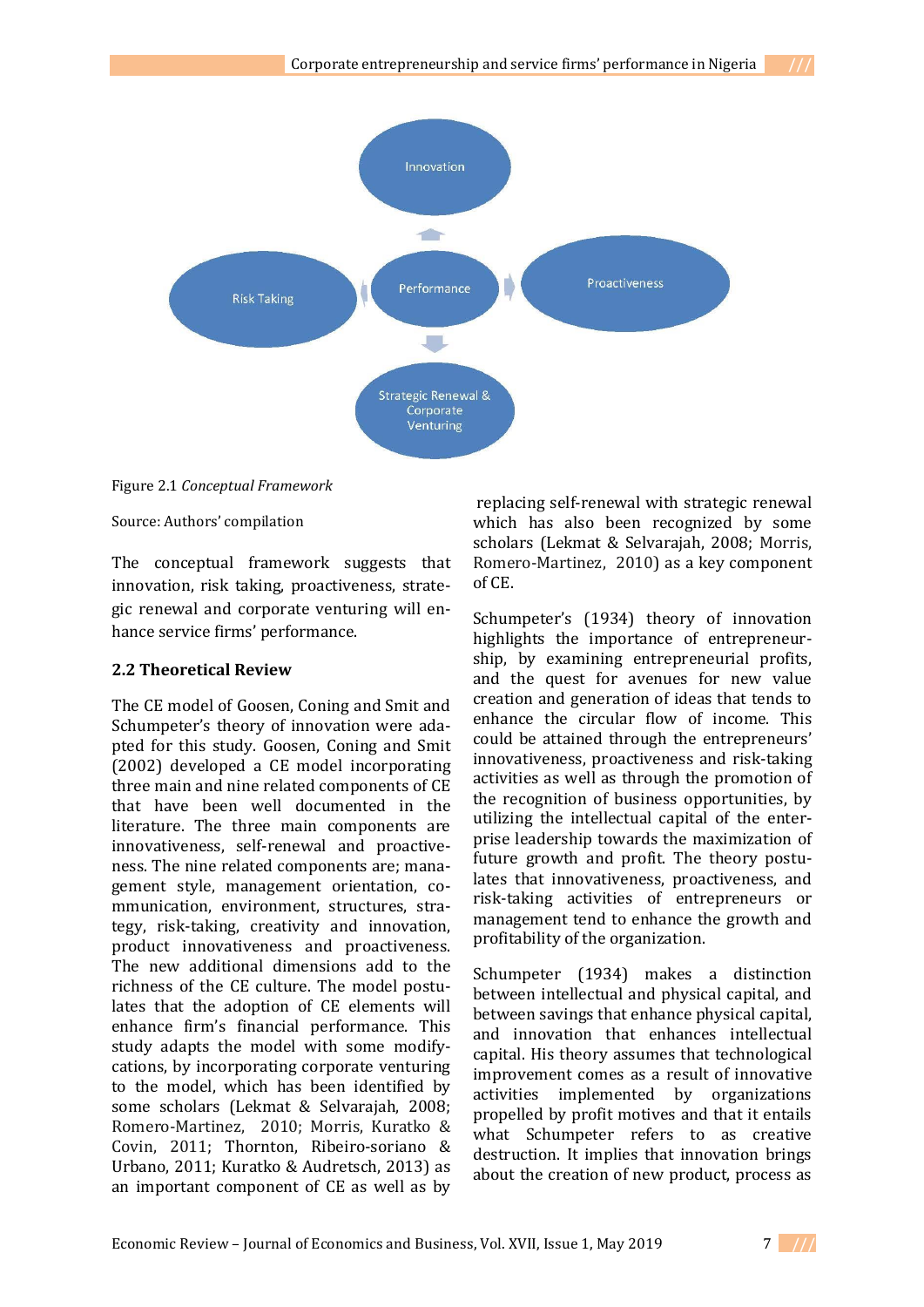Figure 2.1 *Conceptual Framework*

Source: Authors' compilation

The conceptual framework suggests that innovation, risk taking, proactiveness, strategic renewal and corporate venturing will enhance service firms' performance.

## 2.2 Theoretical Review

The CE model of Goosen, Coning and Smit and Schumpeter's theory of innovation were adapted for this study. Goosen, Coning and Smit (2002) developed a CE model incorporating three main and nine related components of CE that have been well documented in the literature. The three main components are innovativeness, self-renewal and proactiveness. The nine related components are; management style, management orientation, communication, environment, structures, strategy, risk-taking, creativity and innovation, product innovativeness and proactiveness. The new additional dimensions add to the richness of the CE culture. The model postulates that the adoption of CE elements will enhance firm's financial performance. This study adapts the model with some modifycations, by incorporating corporate venturing to the model, which has been identified by some scholars (Lekmat & Selvarajah, 2008; Romero-Martinez, 2010; Morris, Kuratko & Covin, 2011; Thornton, Ribeiro-soriano & Urbano, 2011; Kuratko & Audretsch, 2013) as an important component of CE as well as by replacing self-renewal with strategic renewal which has also been recognized by some scholars (Lekmat & Selvarajah, 2008; Morris, Romero-Martinez, 2010) as a key component of CE.

Schumpeter's (1934) theory of innovation highlights the importance of entrepreneurship, by examining entrepreneurial profits, and the quest for avenues for new value creation and generation of ideas that tends to enhance the circular flow of income. This could be attained through the entrepreneurs' innovativeness, proactiveness and risk-taking activities as well as through the promotion of the recognition of business opportunities, by utilizing the intellectual capital of the enterprise leadership towards the maximization of future growth and profit. The theory postulates that innovativeness, proactiveness, and risk-taking activities of entrepreneurs or management tend to enhance the growth and profitability of the organization.

Schumpeter (1934) makes a distinction between intellectual and physical capital, and between savings that enhance physical capital, and innovation that enhances intellectual capital. His theory assumes that technological improvement comes as a result of innovative activities implemented by organizations propelled by profit motives and that it entails what Schumpeter refers to as creative destruction. It implies that innovation brings about the creation of new product, process as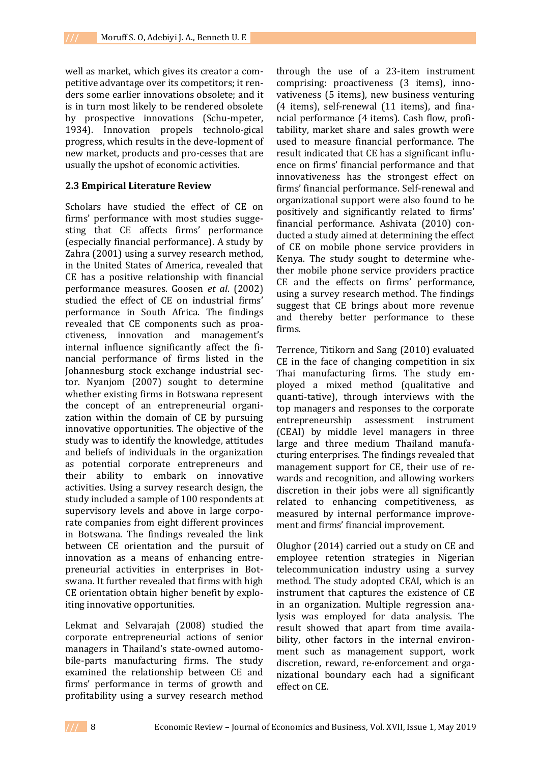well as market, which gives its creator a competitive advantage over its competitors; it renders some earlier innovations obsolete; and it is in turn most likely to be rendered obsolete by prospective innovations (Schumpeter, 1934). Innovation propels technological progress, which results in the development of new market, products and processes that are usually the upshot of economic activities.

### 2.3 Empirical Literature Review

Scholars have studied the effect of CE on firms' performance with most studies suggesting that CE affects firms' performance (especially financial performance). A study by Zahra (2001) using a survey research method, in the United States of America, revealed that CE has a positive relationship with financial performance measures. Goosen *et al*. (2002) studied the effect of CE on industrial firms' performance in South Africa. The findings revealed that CE components such as proactiveness, innovation and management's internal influence significantly affect the financial performance of firms listed in the Johannesburg stock exchange industrial sector. Nyanjom (2007) sought to determine whether existing firms in Botswana represent the concept of an entrepreneurial organization within the domain of CE by pursuing innovative opportunities. The objective of the study was to identify the knowledge, attitudes and beliefs of individuals in the organization as potential corporate entrepreneurs and their ability to embark on innovative activities. Using a survey research design, the study included a sample of 100 respondents at supervisory levels and above in large corporate companies from eight different provinces in Botswana. The findings revealed the link between CE orientation and the pursuit of innovation as a means of enhancing entrepreneurial activities in enterprises in Botswana. It further revealed that firms with high CE orientation obtain higher benefit by exploiting innovative opportunities.

Lekmat and Selvarajah (2008) studied the corporate entrepreneurial actions of senior managers in Thailand's state-owned automobile-parts manufacturing firms. The study examined the relationship between CE and firms' performance in terms of growth and profitability using a survey research method through the use of a 23-item instrument comprising: proactiveness (3 items), innovativeness (5 items), new business venturing (4 items), self-renewal (11 items), and financial performance (4 items). Cash flow, profitability, market share and sales growth were used to measure financial performance. The result indicated that CE has a significant influence on firms' financial performance and that innovativeness has the strongest effect on firms' financial performance. Self-renewal and organizational support were also found to be positively and significantly related to firms' financial performance. Ashivata (2010) conducted a study aimed at determining the effect of CE on mobile phone service providers in Kenya. The study sought to determine whether mobile phone service providers practice CE and the effects on firms' performance, using a survey research method. The findings suggest that CE brings about more revenue and thereby better performance to these firms.

Terrence, Titikorn and Sang (2010) evaluated CE in the face of changing competition in six Thai manufacturing firms. The study employed a mixed method (qualitative and quantitative), through interviews with the top managers and responses to the corporate entrepreneurship assessment instrument (CEAI) by middle level managers in three large and three medium Thailand manufacturing enterprises. The findings revealed that management support for CE, their use of rewards and recognition, and allowing workers discretion in their jobs were all significantly related to enhancing competitiveness, as measured by internal performance improvement and firms' financial improvement.

Olughor (2014) carried out a study on CE and employee retention strategies in Nigerian telecommunication industry using a survey method. The study adopted CEAI, which is an instrument that captures the existence of CE in an organization. Multiple regression analysis was employed for data analysis. The result showed that apart from time availability, other factors in the internal environment such as management support, work discretion, reward, re-enforcement and organizational boundary each had a significant effect on CE.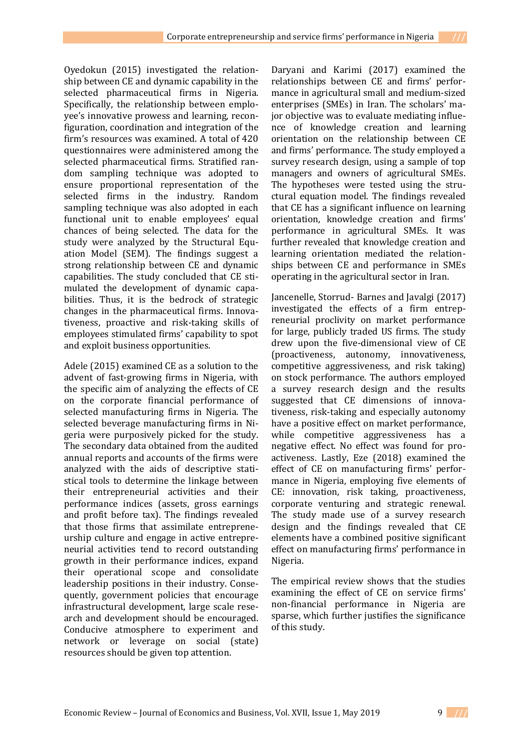Oyedokun (2015) investigated the relationship between CE and dynamic capability in the selected pharmaceutical firms in Nigeria. Specifically, the relationship between employee's innovative prowess and learning, reconfiguration, coordination and integration of the firm's resources was examined. A total of 420 questionnaires were administered among the selected pharmaceutical firms. Stratified random sampling technique was adopted to ensure proportional representation of the selected firms in the industry. Random sampling technique was also adopted in each functional unit to enable employees' equal chances of being selected. The data for the study were analyzed by the Structural Equation Model (SEM). The findings suggest a strong relationship between CE and dynamic capabilities. The study concluded that CE stimulated the development of dynamic capabilities. Thus, it is the bedrock of strategic changes in the pharmaceutical firms. Innovativeness, proactive and risk-taking skills of employees stimulated firms' capability to spot and exploit business opportunities.

Adele (2015) examined CE as a solution to the advent of fast-growing firms in Nigeria, with the specific aim of analyzing the effects of CE on the corporate financial performance of selected manufacturing firms in Nigeria. The selected beverage manufacturing firms in Nigeria were purposively picked for the study. The secondary data obtained from the audited annual reports and accounts of the firms were analyzed with the aids of descriptive statistical tools to determine the linkage between their entrepreneurial activities and their performance indices (assets, gross earnings and profit before tax). The findings revealed that those firms that assimilate entrepreneurship culture and engage in active entrepreneurial activities tend to record outstanding growth in their performance indices, expand their operational scope and consolidate leadership positions in their industry. Consequently, government policies that encourage infrastructural development, large scale research and development should be encouraged. Conducive atmosphere to experiment and network or leverage on social (state) resources should be given top attention.

Daryani and Karimi (2017) examined the relationships between CE and firms' performance in agricultural small and medium-sized enterprises (SMEs) in Iran. The scholars' major objective was to evaluate mediating influence of knowledge creation and learning orientation on the relationship between CE and firms' performance. The study employed a survey research design, using a sample of top managers and owners of agricultural SMEs. The hypotheses were tested using the structural equation model. The findings revealed that CE has a significant influence on learning orientation, knowledge creation and firms' performance in agricultural SMEs. It was further revealed that knowledge creation and learning orientation mediated the relationships between CE and performance in SMEs operating in the agricultural sector in Iran.

Jancenelle, Storrud- Barnes and Javalgi (2017) investigated the effects of a firm entrepreneurial proclivity on market performance for large, publicly traded US firms. The study drew upon the five-dimensional view of CE (proactiveness, autonomy, innovativeness, competitive aggressiveness, and risk taking) on stock performance. The authors employed a survey research design and the results suggested that CE dimensions of innovativeness, risk-taking and especially autonomy have a positive effect on market performance, while competitive aggressiveness has a negative effect. No effect was found for proactiveness. Lastly, Eze (2018) examined the effect of CE on manufacturing firms' performance in Nigeria, employing five elements of CE: innovation, risk taking, proactiveness, corporate venturing and strategic renewal. The study made use of a survey research design and the findings revealed that CE elements have a combined positive significant effect on manufacturing firms' performance in Nigeria.

The empirical review shows that the studies examining the effect of CE on service firms' non-financial performance in Nigeria are sparse, which further justifies the significance of this study.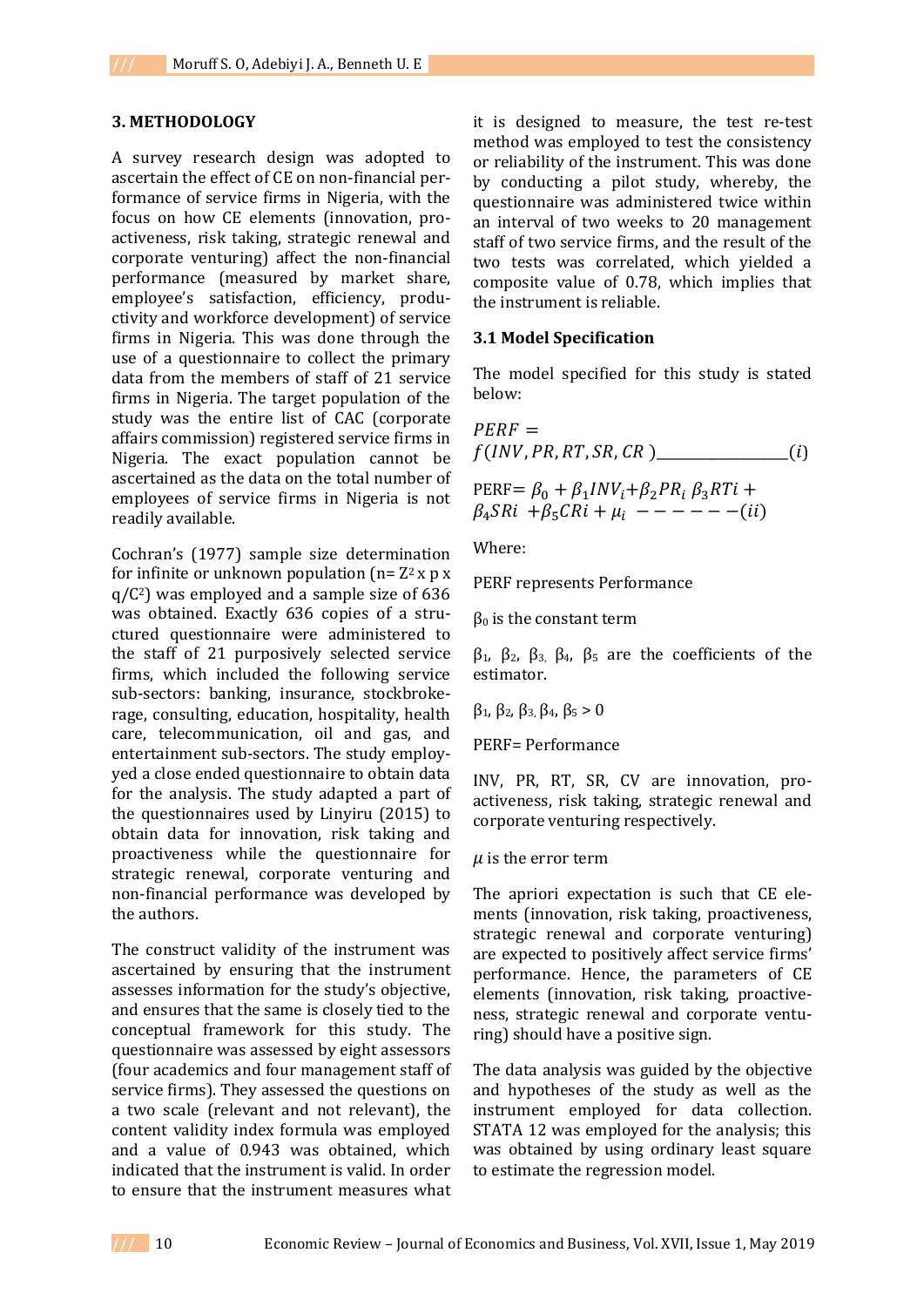### 3. METHODOLOGY

A survey research design was adopted to ascertain the effect of CE on non-financial performance of service firms in Nigeria, with the focus on how CE elements (innovation, proactiveness, risk taking, strategic renewal and corporate venturing) affect the non-financial performance (measured by market share, employee's satisfaction, efficiency, productivity and workforce development) of service firms in Nigeria. This was done through the use of a questionnaire to collect the primary data from the members of staff of 21 service firms in Nigeria. The target population of the study was the entire list of CAC (corporate affairs commission) registered service firms in Nigeria. The exact population cannot be ascertained as the data on the total number of employees of service firms in Nigeria is not readily available.

Cochran's (1977) sample size determination for infinite or unknown population ($n = Z^2 \times p \times q/C^2$) was employed and a sample size of 636 was obtained. Exactly 636 copies of a structured questionnaire were administered to the staff of 21 purposively selected service firms, which included the following service sub-sectors: banking, insurance, stockbrokerage, consulting, education, hospitality, health care, telecommunication, oil and gas, and entertainment sub-sectors. The study employyed a close ended questionnaire to obtain data for the analysis. The study adapted a part of the questionnaires used by Linyiru (2015) to obtain data for innovation, risk taking and proactiveness while the questionnaire for strategic renewal, corporate venturing and non-financial performance was developed by the authors.

The construct validity of the instrument was ascertained by ensuring that the instrument assesses information for the study's objective, and ensures that the same is closely tied to the conceptual framework for this study. The questionnaire was assessed by eight assessors (four academics and four management staff of service firms). They assessed the questions on a two scale (relevant and not relevant), the content validity index formula was employed and a value of 0.943 was obtained, which indicated that the instrument is valid. In order to ensure that the instrument measures what it is designed to measure, the test re-test method was employed to test the consistency or reliability of the instrument. This was done by conducting a pilot study, whereby, the questionnaire was administered twice within an interval of two weeks to 20 management staff of two service firms, and the result of the two tests was correlated, which yielded a composite value of 0.78, which implies that the instrument is reliable.

### 3.1 Model Specification

The model specified for this study is stated below:

$$PERF = f(INV, PR, RT, SR, CR) \_\_\_\_\_\_\_\_\_\_\_\_\_\_\_\_\_\_ (i)$$

$$PERF = \beta_0 + \beta_1 INV_i + \beta_2 PR_i \; \beta_3 RTi + \beta_4 SRi \; + \beta_5 CRi + \mu_i \; ------(ii)$$

Where:

PERF represents Performance

$\beta_0$ is the constant term

$\beta_1$, $\beta_2$, $\beta_3$, $\beta_4$, $\beta_5$ are the coefficients of the estimator.

$\beta_1, \beta_2, \beta_3, \beta_4, \beta_5 > 0$

PERF= Performance

INV, PR, RT, SR, CV are innovation, proactiveness, risk taking, strategic renewal and corporate venturing respectively.

$\mu$ is the error term

The apriori expectation is such that CE elements (innovation, risk taking, proactiveness, strategic renewal and corporate venturing) are expected to positively affect service firms' performance. Hence, the parameters of CE elements (innovation, risk taking, proactiveness, strategic renewal and corporate venturing) should have a positive sign.

The data analysis was guided by the objective and hypotheses of the study as well as the instrument employed for data collection. STATA 12 was employed for the analysis; this was obtained by using ordinary least square to estimate the regression model.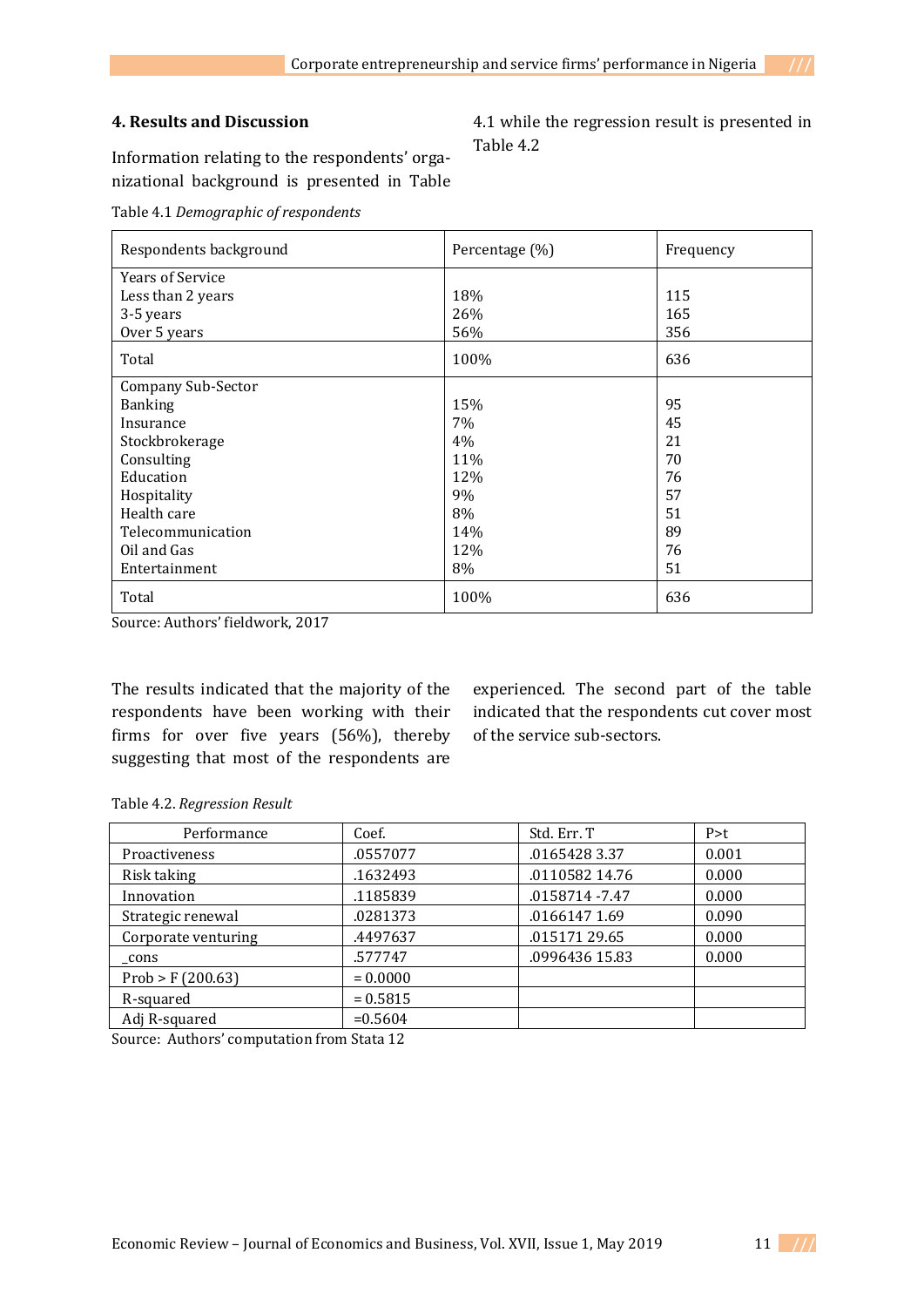## 4. Results and Discussion

Information relating to the respondents' organizational background is presented in Table 4.1 while the regression result is presented in Table 4.2

Table 4.1 *Demographic of respondents*

| Respondents background | Percentage (%) | Frequency |
|---|---|---|
| Years of Service | | |
| Less than 2 years | 18% | 115 |
| 3-5 years | 26% | 165 |
| Over 5 years | 56% | 356 |
| Total | 100% | 636 |
| Company Sub-Sector | | |
| Banking | 15% | 95 |
| Insurance | 7% | 45 |
| Stockbrokerage | 4% | 21 |
| Consulting | 11% | 70 |
| Education | 12% | 76 |
| Hospitality | 9% | 57 |
| Health care | 8% | 51 |
| Telecommunication | 14% | 89 |
| Oil and Gas | 12% | 76 |
| Entertainment | 8% | 51 |
| Total | 100% | 636 |

Source: Authors' fieldwork, 2017

The results indicated that the majority of the respondents have been working with their firms for over five years (56%), thereby suggesting that most of the respondents are experienced. The second part of the table indicated that the respondents cut cover most of the service sub-sectors.

Table 4.2. *Regression Result*

| Performance | Coef. | Std. Err. T | P>t |
|---|---|---|---|
| Proactiveness | .0557077 | .0165428 3.37 | 0.001 |
| Risk taking | .1632493 | .0110582 14.76 | 0.000 |
| Innovation | .1185839 | .0158714 -7.47 | 0.000 |
| Strategic renewal | .0281373 | .0166147 1.69 | 0.090 |
| Corporate venturing | .4497637 | .015171 29.65 | 0.000 |
| _cons | .577747 | .0996436 15.83 | 0.000 |
| Prob > F (200.63) | = 0.0000 | | |
| R-squared | = 0.5815 | | |
| Adj R-squared | =0.5604 | | |

Source: Authors' computation from Stata 12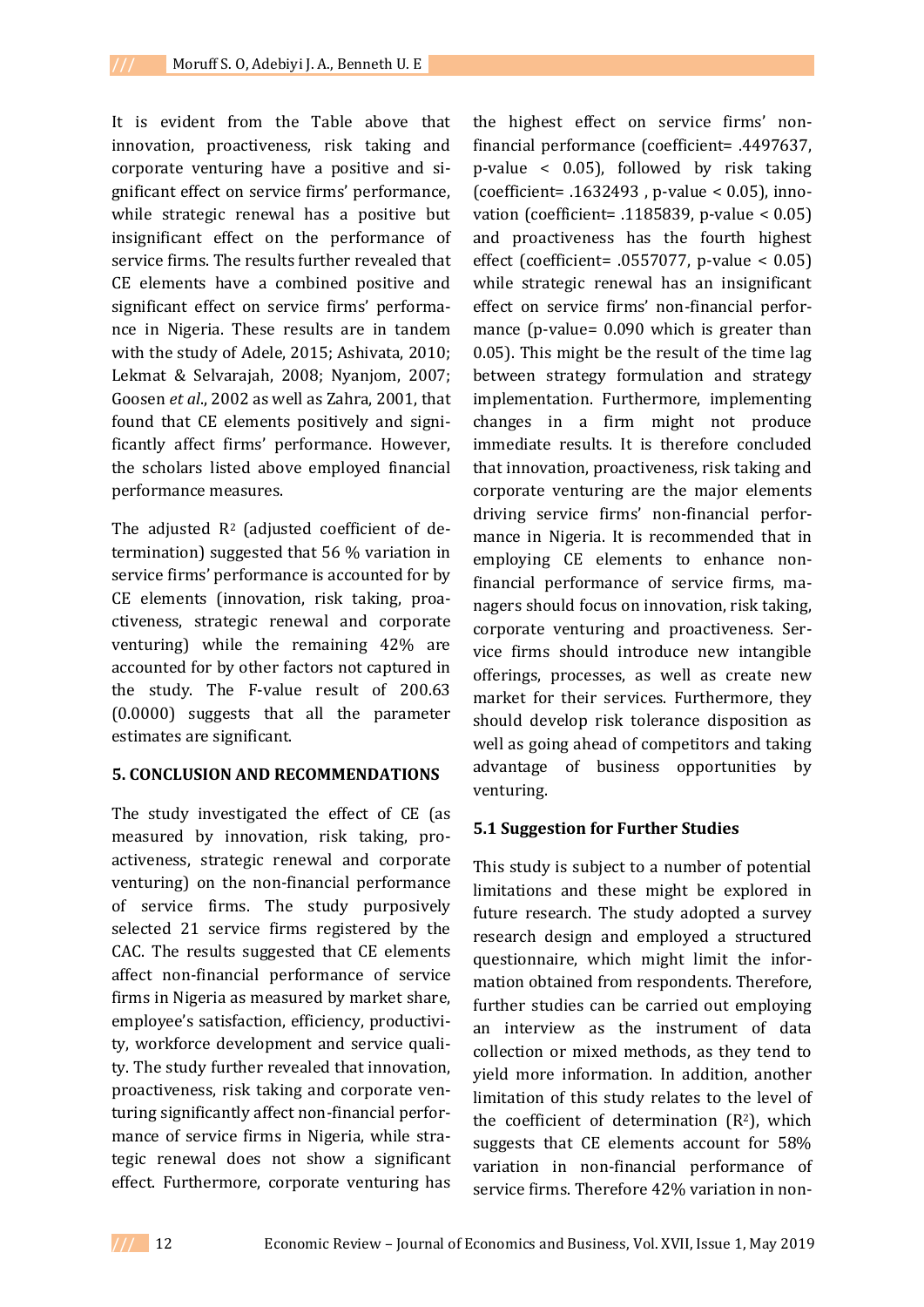It is evident from the Table above that innovation, proactiveness, risk taking and corporate venturing have a positive and significant effect on service firms' performance, while strategic renewal has a positive but insignificant effect on the performance of service firms. The results further revealed that CE elements have a combined positive and significant effect on service firms' performance in Nigeria. These results are in tandem with the study of Adele, 2015; Ashivata, 2010; Lekmat & Selvarajah, 2008; Nyanjom, 2007; Goosen *et al*., 2002 as well as Zahra, 2001, that found that CE elements positively and significantly affect firms' performance. However, the scholars listed above employed financial performance measures.

The adjusted $R^2$ (adjusted coefficient of determination) suggested that 56 % variation in service firms' performance is accounted for by CE elements (innovation, risk taking, proactiveness, strategic renewal and corporate venturing) while the remaining 42% are accounted for by other factors not captured in the study. The F-value result of 200.63 (0.0000) suggests that all the parameter estimates are significant.

## 5. CONCLUSION AND RECOMMENDATIONS

The study investigated the effect of CE (as measured by innovation, risk taking, proactiveness, strategic renewal and corporate venturing) on the non-financial performance of service firms. The study purposively selected 21 service firms registered by the CAC. The results suggested that CE elements affect non-financial performance of service firms in Nigeria as measured by market share, employee's satisfaction, efficiency, productivity, workforce development and service quality. The study further revealed that innovation, proactiveness, risk taking and corporate venturing significantly affect non-financial performance of service firms in Nigeria, while strategic renewal does not show a significant effect. Furthermore, corporate venturing has the highest effect on service firms' non-financial performance (coefficient= .4497637, p-value < 0.05), followed by risk taking (coefficient= .1632493 , p-value < 0.05), innovation (coefficient= .1185839, p-value < 0.05) and proactiveness has the fourth highest effect (coefficient= .0557077, p-value < 0.05) while strategic renewal has an insignificant effect on service firms' non-financial performance (p-value= 0.090 which is greater than 0.05). This might be the result of the time lag between strategy formulation and strategy implementation. Furthermore, implementing changes in a firm might not produce immediate results. It is therefore concluded that innovation, proactiveness, risk taking and corporate venturing are the major elements driving service firms' non-financial performance in Nigeria. It is recommended that in employing CE elements to enhance non-financial performance of service firms, managers should focus on innovation, risk taking, corporate venturing and proactiveness. Service firms should introduce new intangible offerings, processes, as well as create new market for their services. Furthermore, they should develop risk tolerance disposition as well as going ahead of competitors and taking advantage of business opportunities by venturing.

### 5.1 Suggestion for Further Studies

This study is subject to a number of potential limitations and these might be explored in future research. The study adopted a survey research design and employed a structured questionnaire, which might limit the information obtained from respondents. Therefore, further studies can be carried out employing an interview as the instrument of data collection or mixed methods, as they tend to yield more information. In addition, another limitation of this study relates to the level of the coefficient of determination ($R^2$), which suggests that CE elements account for 58% variation in non-financial performance of service firms. Therefore 42% variation in non-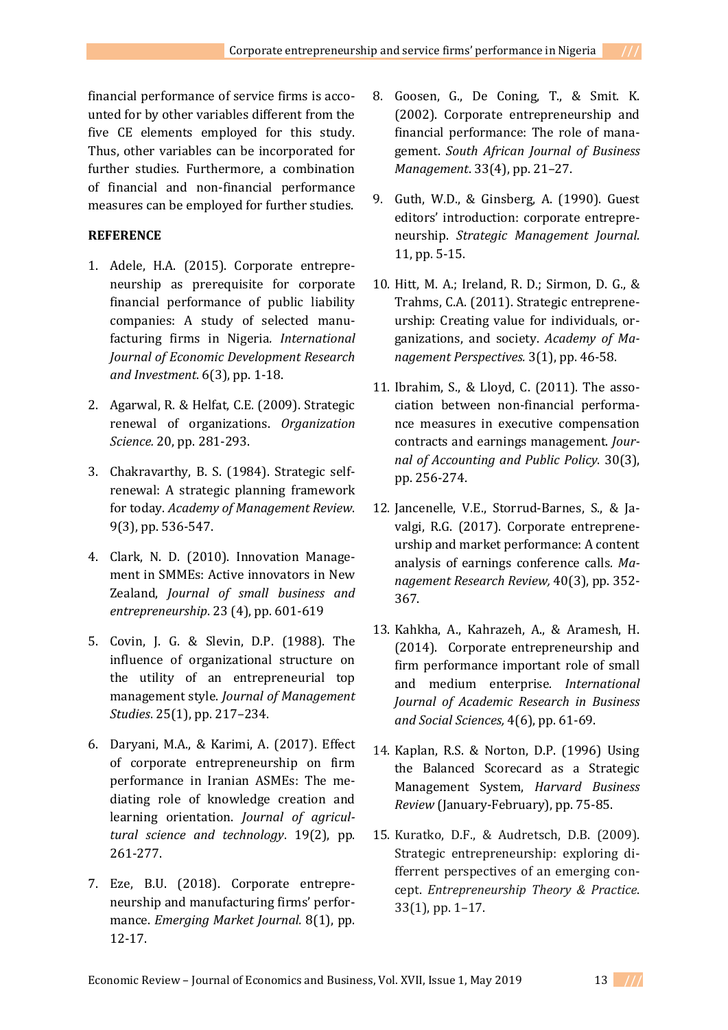financial performance of service firms is accounted for by other variables different from the five CE elements employed for this study. Thus, other variables can be incorporated for further studies. Furthermore, a combination of financial and non-financial performance measures can be employed for further studies.

**REFERENCE**

1. Adele, H.A. (2015). Corporate entrepreneurship as prerequisite for corporate financial performance of public liability companies: A study of selected manufacturing firms in Nigeria. *International Journal of Economic Development Research and Investment*. 6(3), pp. 1-18.

2. Agarwal, R. & Helfat, C.E. (2009). Strategic renewal of organizations. *Organization Science.* 20, pp. 281-293.

3. Chakravarthy, B. S. (1984). Strategic self-renewal: A strategic planning framework for today. *Academy of Management Review*. 9(3), pp. 536-547.

4. Clark, N. D. (2010). Innovation Management in SMMEs: Active innovators in New Zealand, *Journal of small business and entrepreneurship*. 23 (4), pp. 601-619

5. Covin, J. G. & Slevin, D.P. (1988). The influence of organizational structure on the utility of an entrepreneurial top management style. *Journal of Management Studies*. 25(1), pp. 217–234.

6. Daryani, M.A., & Karimi, A. (2017). Effect of corporate entrepreneurship on firm performance in Iranian ASMEs: The mediating role of knowledge creation and learning orientation. *Journal of agricultural science and technology*. 19(2), pp. 261-277.

7. Eze, B.U. (2018). Corporate entrepreneurship and manufacturing firms' performance. *Emerging Market Journal.* 8(1), pp. 12-17.

8. Goosen, G., De Coning, T., & Smit. K. (2002). Corporate entrepreneurship and financial performance: The role of management. *South African Journal of Business Management*. 33(4), pp. 21–27.

9. Guth, W.D., & Ginsberg, A. (1990). Guest editors' introduction: corporate entrepreneurship. *Strategic Management Journal*. 11, pp. 5-15.

10. Hitt, M. A.; Ireland, R. D.; Sirmon, D. G., & Trahms, C.A. (2011). Strategic entrepreneurship: Creating value for individuals, organizations, and society. *Academy of Management Perspectives.* 3(1), pp. 46-58.

11. Ibrahim, S., & Lloyd, C. (2011). The association between non-financial performance measures in executive compensation contracts and earnings management. *Journal of Accounting and Public Policy*. 30(3), pp. 256-274.

12. Jancenelle, V.E., Storrud-Barnes, S., & Javalgi, R.G. (2017). Corporate entrepreneurship and market performance: A content analysis of earnings conference calls. *Management Research Review,* 40(3), pp. 352-367.

13. Kahkha, A., Kahrazeh, A., & Aramesh, H. (2014). Corporate entrepreneurship and firm performance important role of small and medium enterprise. *International Journal of Academic Research in Business and Social Sciences,* 4(6), pp. 61-69.

14. Kaplan, R.S. & Norton, D.P. (1996) Using the Balanced Scorecard as a Strategic Management System, *Harvard Business Review* (January-February), pp. 75-85.

15. Kuratko, D.F., & Audretsch, D.B. (2009). Strategic entrepreneurship: exploring diferrent perspectives of an emerging concept. *Entrepreneurship Theory & Practice*. 33(1), pp. 1–17.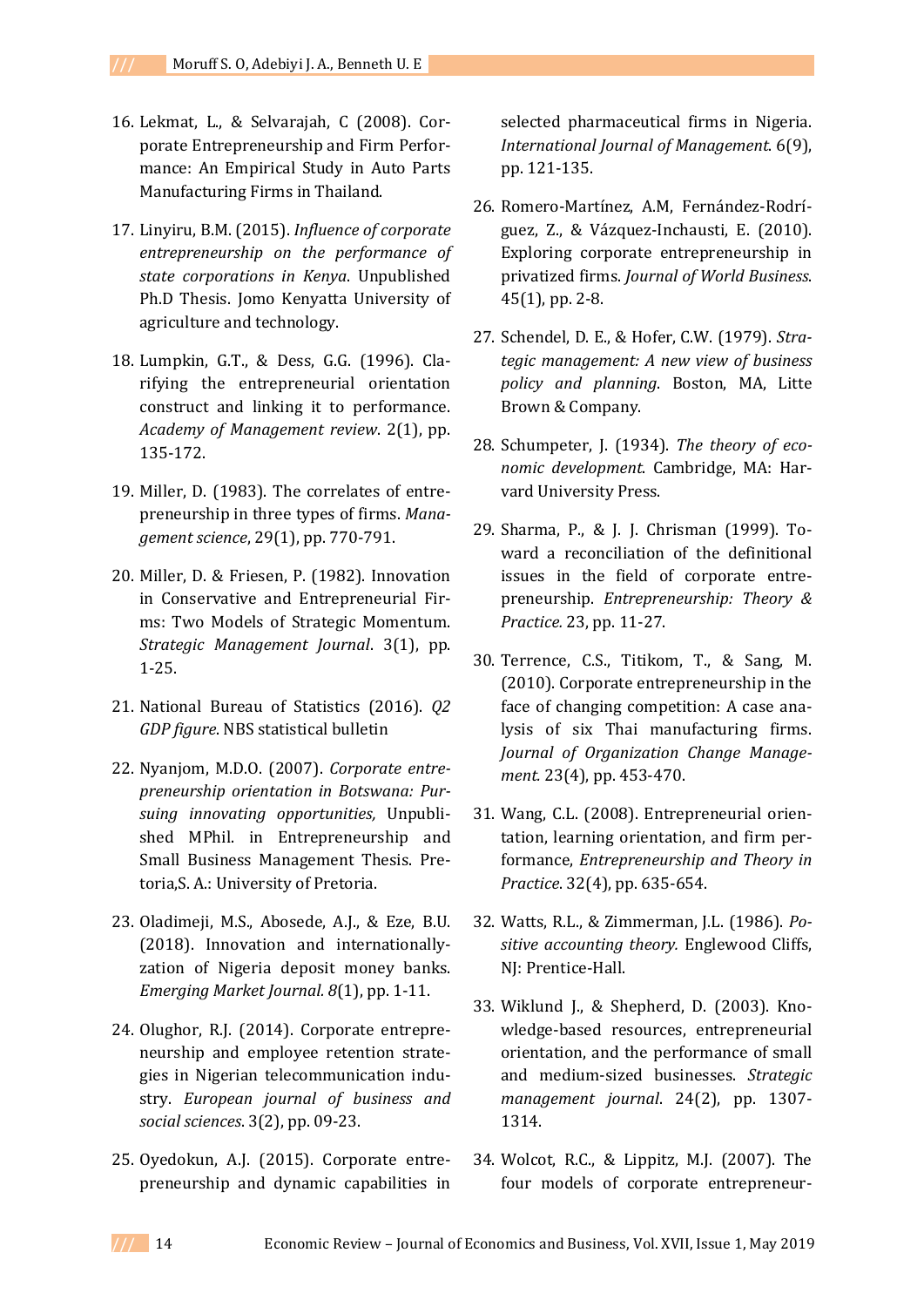16. Lekmat, L., & Selvarajah, C (2008). Corporate Entrepreneurship and Firm Performance: An Empirical Study in Auto Parts Manufacturing Firms in Thailand.

17. Linyiru, B.M. (2015). *Influence of corporate entrepreneurship on the performance of state corporations in Kenya*. Unpublished Ph.D Thesis. Jomo Kenyatta University of agriculture and technology.

18. Lumpkin, G.T., & Dess, G.G. (1996). Clarifying the entrepreneurial orientation construct and linking it to performance. *Academy of Management review*. 2(1), pp. 135-172.

19. Miller, D. (1983). The correlates of entrepreneurship in three types of firms. *Management science*, 29(1), pp. 770-791.

20. Miller, D. & Friesen, P. (1982). Innovation in Conservative and Entrepreneurial Firms: Two Models of Strategic Momentum. *Strategic Management Journal*. 3(1), pp. 1-25.

21. National Bureau of Statistics (2016). *Q2 GDP figure*. NBS statistical bulletin

22. Nyanjom, M.D.O. (2007). *Corporate entrepreneurship orientation in Botswana: Pursuing innovating opportunities,* Unpublished MPhil. in Entrepreneurship and Small Business Management Thesis. Pretoria,S. A.: University of Pretoria.

23. Oladimeji, M.S., Abosede, A.J., & Eze, B.U. (2018). Innovation and internationallyzation of Nigeria deposit money banks. *Emerging Market Journal. 8*(1), pp. 1-11.

24. Olughor, R.J. (2014). Corporate entrepreneurship and employee retention strategies in Nigerian telecommunication industry. *European journal of business and social sciences*. 3(2), pp. 09-23.

25. Oyedokun, A.J. (2015). Corporate entrepreneurship and dynamic capabilities in selected pharmaceutical firms in Nigeria. *International Journal of Management*. 6(9), pp. 121-135.

26. Romero-Martínez, A.M, Fernández-Rodríguez, Z., & Vázquez-Inchausti, E. (2010). Exploring corporate entrepreneurship in privatized firms. *Journal of World Business*. 45(1), pp. 2-8.

27. Schendel, D. E., & Hofer, C.W. (1979). *Strategic management: A new view of business policy and planning*. Boston, MA, Litte Brown & Company.

28. Schumpeter, J. (1934). *The theory of economic development*. Cambridge, MA: Harvard University Press.

29. Sharma, P., & J. J. Chrisman (1999). Toward a reconciliation of the definitional issues in the field of corporate entrepreneurship. *Entrepreneurship: Theory & Practice.* 23, pp. 11-27.

30. Terrence, C.S., Titikom, T., & Sang, M. (2010). Corporate entrepreneurship in the face of changing competition: A case analysis of six Thai manufacturing firms. *Journal of Organization Change Management.* 23(4), pp. 453-470.

31. Wang, C.L. (2008). Entrepreneurial orientation, learning orientation, and firm performance, *Entrepreneurship and Theory in Practice*. 32(4), pp. 635-654.

32. Watts, R.L., & Zimmerman, J.L. (1986). *Positive accounting theory.* Englewood Cliffs, NJ: Prentice-Hall.

33. Wiklund J., & Shepherd, D. (2003). Knowledge-based resources, entrepreneurial orientation, and the performance of small and medium-sized businesses. *Strategic management journal*. 24(2), pp. 1307-1314.

34. Wolcot, R.C., & Lippitz, M.J. (2007). The four models of corporate entrepreneur-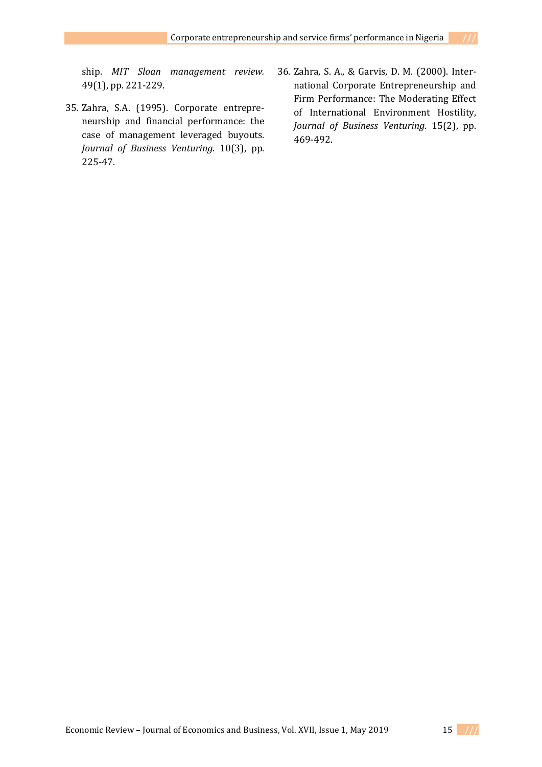ship. *MIT Sloan management review.* 49(1), pp. 221-229.

35. Zahra, S.A. (1995). Corporate entrepreneurship and financial performance: the case of management leveraged buyouts. *Journal of Business Venturing.* 10(3), pp. 225-47.

36. Zahra, S. A., & Garvis, D. M. (2000). International Corporate Entrepreneurship and Firm Performance: The Moderating Effect of International Environment Hostility, *Journal of Business Venturing*. 15(2), pp. 469-492.